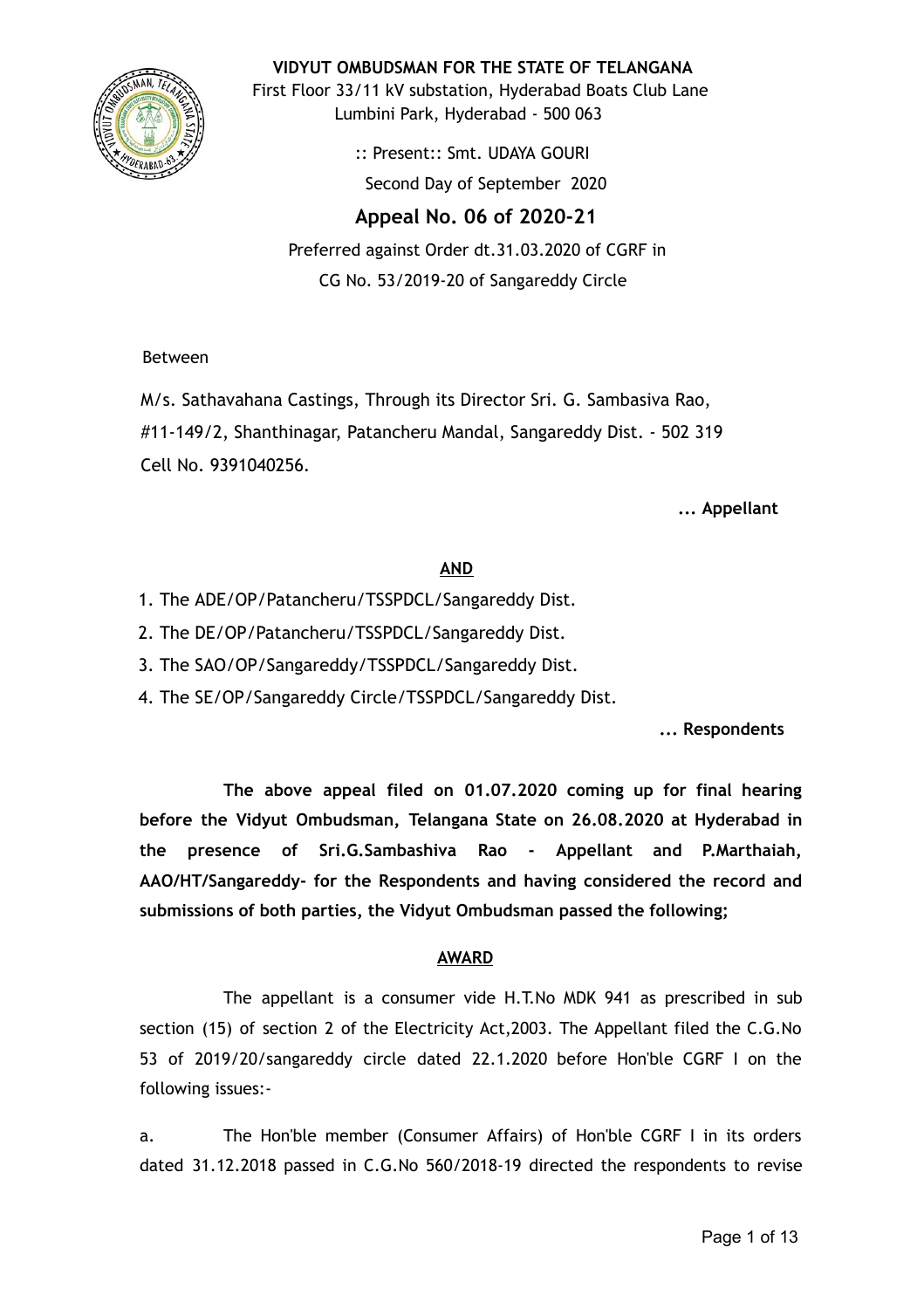**VIDYUT OMBUDSMAN FOR THE STATE OF TELANGANA**

First Floor 33/11 kV substation, Hyderabad Boats Club Lane
Lumbini Park, Hyderabad - 500 063

:: Present:: Smt. UDAYA GOURI

Second Day of September 2020

## Appeal No. 06 of 2020-21

Preferred against Order dt.31.03.2020 of CGRF in
CG No. 53/2019-20 of Sangareddy Circle

Between

M/s. Sathavahana Castings, Through its Director Sri. G. Sambasiva Rao,
#11-149/2, Shanthinagar, Patancheru Mandal, Sangareddy Dist. - 502 319
Cell No. 9391040256.

**... Appellant**

**AND**

1. The ADE/OP/Patancheru/TSSPDCL/Sangareddy Dist.
2. The DE/OP/Patancheru/TSSPDCL/Sangareddy Dist.
3. The SAO/OP/Sangareddy/TSSPDCL/Sangareddy Dist.
4. The SE/OP/Sangareddy Circle/TSSPDCL/Sangareddy Dist.

**... Respondents**

**The above appeal filed on 01.07.2020 coming up for final hearing before the Vidyut Ombudsman, Telangana State on 26.08.2020 at Hyderabad in the presence of Sri.G.Sambashiva Rao - Appellant and P.Marthaiah, AAO/HT/Sangareddy- for the Respondents and having considered the record and submissions of both parties, the Vidyut Ombudsman passed the following;**

**AWARD**

The appellant is a consumer vide H.T.No MDK 941 as prescribed in sub section (15) of section 2 of the Electricity Act,2003. The Appellant filed the C.G.No 53 of 2019/20/sangareddy circle dated 22.1.2020 before Hon'ble CGRF I on the following issues:-

a. The Hon'ble member (Consumer Affairs) of Hon'ble CGRF I in its orders dated 31.12.2018 passed in C.G.No 560/2018-19 directed the respondents to revise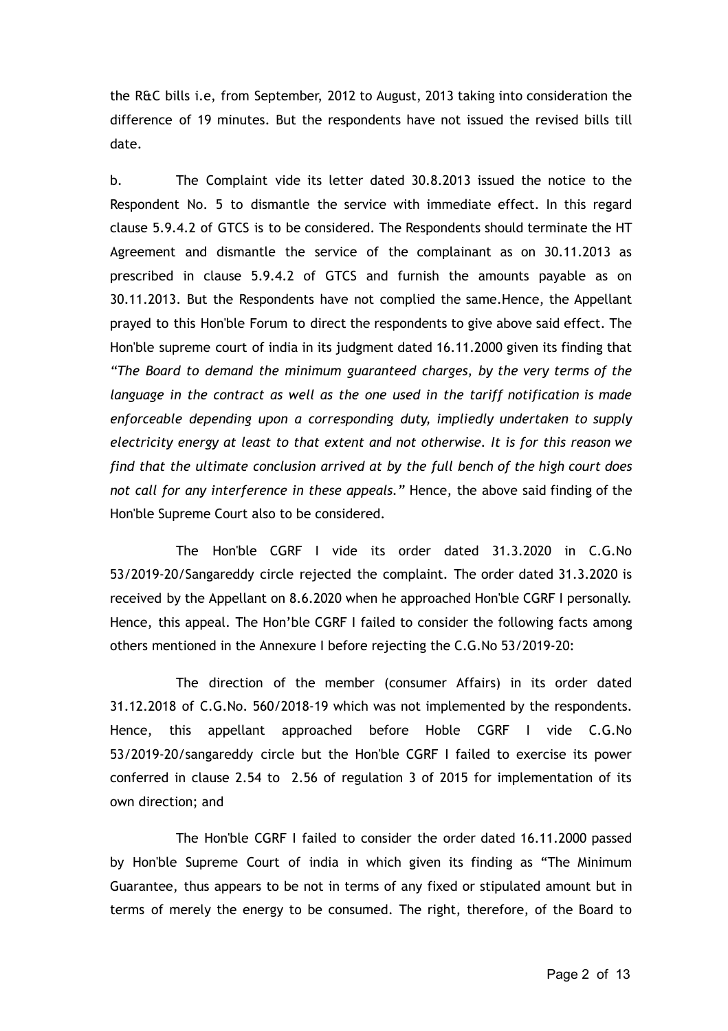the R&C bills i.e, from September, 2012 to August, 2013 taking into consideration the difference of 19 minutes. But the respondents have not issued the revised bills till date.

b. The Complaint vide its letter dated 30.8.2013 issued the notice to the Respondent No. 5 to dismantle the service with immediate effect. In this regard clause 5.9.4.2 of GTCS is to be considered. The Respondents should terminate the HT Agreement and dismantle the service of the complainant as on 30.11.2013 as prescribed in clause 5.9.4.2 of GTCS and furnish the amounts payable as on 30.11.2013. But the Respondents have not complied the same.Hence, the Appellant prayed to this Hon'ble Forum to direct the respondents to give above said effect. The Hon'ble supreme court of india in its judgment dated 16.11.2000 given its finding that *"The Board to demand the minimum guaranteed charges, by the very terms of the language in the contract as well as the one used in the tariff notification is made enforceable depending upon a corresponding duty, impliedly undertaken to supply electricity energy at least to that extent and not otherwise. It is for this reason we find that the ultimate conclusion arrived at by the full bench of the high court does not call for any interference in these appeals."* Hence, the above said finding of the Hon'ble Supreme Court also to be considered.

The Hon'ble CGRF I vide its order dated 31.3.2020 in C.G.No 53/2019-20/Sangareddy circle rejected the complaint. The order dated 31.3.2020 is received by the Appellant on 8.6.2020 when he approached Hon'ble CGRF I personally. Hence, this appeal. The Hon'ble CGRF I failed to consider the following facts among others mentioned in the Annexure I before rejecting the C.G.No 53/2019-20:

The direction of the member (consumer Affairs) in its order dated 31.12.2018 of C.G.No. 560/2018-19 which was not implemented by the respondents. Hence, this appellant approached before Hoble CGRF I vide C.G.No 53/2019-20/sangareddy circle but the Hon'ble CGRF I failed to exercise its power conferred in clause 2.54 to 2.56 of regulation 3 of 2015 for implementation of its own direction; and

The Hon'ble CGRF I failed to consider the order dated 16.11.2000 passed by Hon'ble Supreme Court of india in which given its finding as "The Minimum Guarantee, thus appears to be not in terms of any fixed or stipulated amount but in terms of merely the energy to be consumed. The right, therefore, of the Board to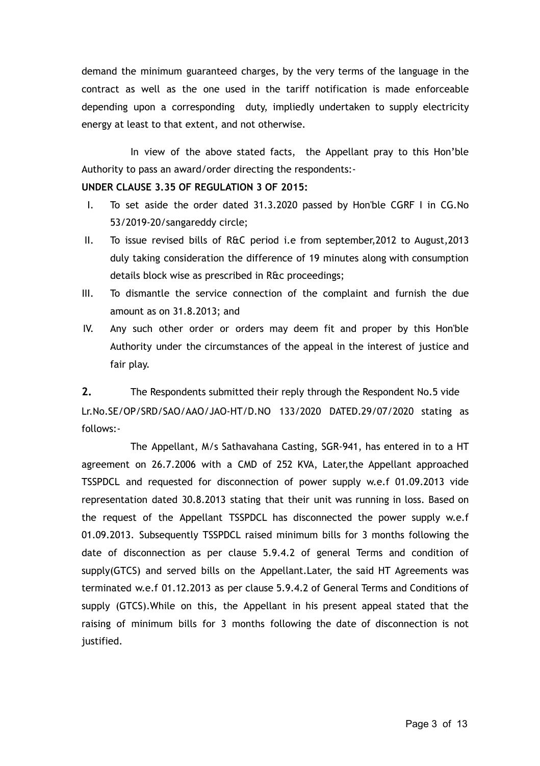demand the minimum guaranteed charges, by the very terms of the language in the contract as well as the one used in the tariff notification is made enforceable depending upon a corresponding duty, impliedly undertaken to supply electricity energy at least to that extent, and not otherwise.

In view of the above stated facts, the Appellant pray to this Hon'ble Authority to pass an award/order directing the respondents:-

**UNDER CLAUSE 3.35 OF REGULATION 3 OF 2015:**

I. To set aside the order dated 31.3.2020 passed by Hon'ble CGRF I in CG.No 53/2019-20/sangareddy circle;

II. To issue revised bills of R&C period i.e from september,2012 to August,2013 duly taking consideration the difference of 19 minutes along with consumption details block wise as prescribed in R&c proceedings;

III. To dismantle the service connection of the complaint and furnish the due amount as on 31.8.2013; and

IV. Any such other order or orders may deem fit and proper by this Hon'ble Authority under the circumstances of the appeal in the interest of justice and fair play.

**2.** The Respondents submitted their reply through the Respondent No.5 vide Lr.No.SE/OP/SRD/SAO/AAO/JAO-HT/D.NO 133/2020 DATED.29/07/2020 stating as follows:-

The Appellant, M/s Sathavahana Casting, SGR-941, has entered in to a HT agreement on 26.7.2006 with a CMD of 252 KVA, Later,the Appellant approached TSSPDCL and requested for disconnection of power supply w.e.f 01.09.2013 vide representation dated 30.8.2013 stating that their unit was running in loss. Based on the request of the Appellant TSSPDCL has disconnected the power supply w.e.f 01.09.2013. Subsequently TSSPDCL raised minimum bills for 3 months following the date of disconnection as per clause 5.9.4.2 of general Terms and condition of supply(GTCS) and served bills on the Appellant.Later, the said HT Agreements was terminated w.e.f 01.12.2013 as per clause 5.9.4.2 of General Terms and Conditions of supply (GTCS).While on this, the Appellant in his present appeal stated that the raising of minimum bills for 3 months following the date of disconnection is not justified.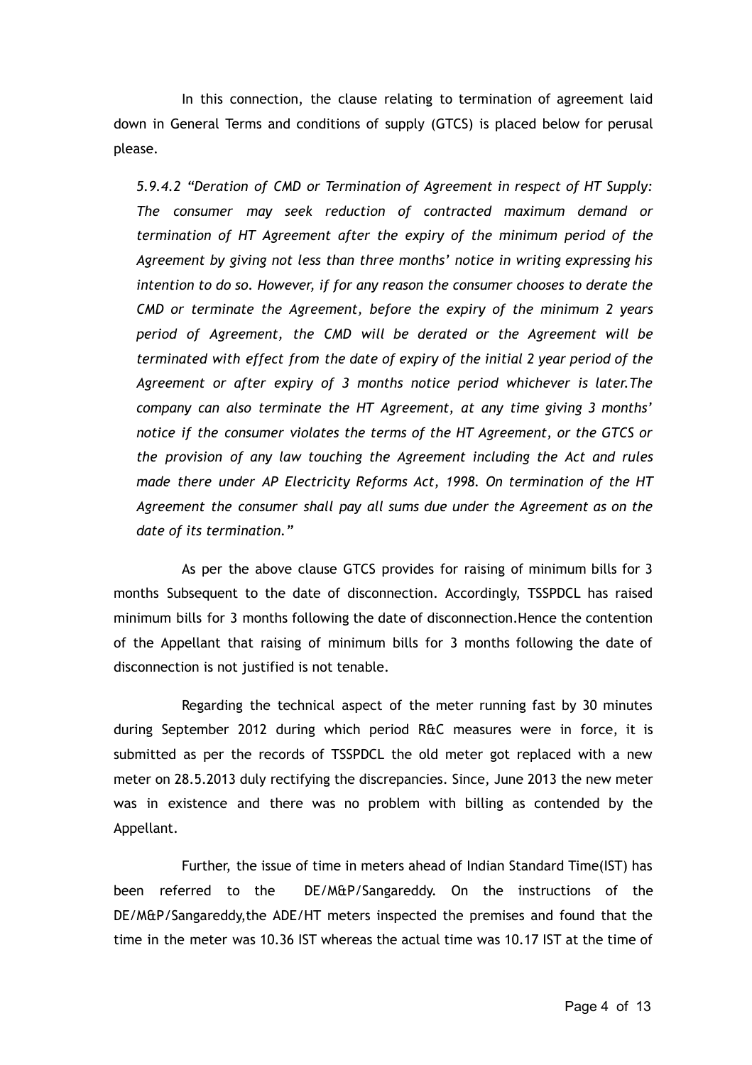In this connection, the clause relating to termination of agreement laid down in General Terms and conditions of supply (GTCS) is placed below for perusal please.

*5.9.4.2 "Deration of CMD or Termination of Agreement in respect of HT Supply: The consumer may seek reduction of contracted maximum demand or termination of HT Agreement after the expiry of the minimum period of the Agreement by giving not less than three months' notice in writing expressing his intention to do so. However, if for any reason the consumer chooses to derate the CMD or terminate the Agreement, before the expiry of the minimum 2 years period of Agreement, the CMD will be derated or the Agreement will be terminated with effect from the date of expiry of the initial 2 year period of the Agreement or after expiry of 3 months notice period whichever is later.The company can also terminate the HT Agreement, at any time giving 3 months' notice if the consumer violates the terms of the HT Agreement, or the GTCS or the provision of any law touching the Agreement including the Act and rules made there under AP Electricity Reforms Act, 1998. On termination of the HT Agreement the consumer shall pay all sums due under the Agreement as on the date of its termination."*

As per the above clause GTCS provides for raising of minimum bills for 3 months Subsequent to the date of disconnection. Accordingly, TSSPDCL has raised minimum bills for 3 months following the date of disconnection.Hence the contention of the Appellant that raising of minimum bills for 3 months following the date of disconnection is not justified is not tenable.

Regarding the technical aspect of the meter running fast by 30 minutes during September 2012 during which period R&C measures were in force, it is submitted as per the records of TSSPDCL the old meter got replaced with a new meter on 28.5.2013 duly rectifying the discrepancies. Since, June 2013 the new meter was in existence and there was no problem with billing as contended by the Appellant.

Further, the issue of time in meters ahead of Indian Standard Time(IST) has been referred to the DE/M&P/Sangareddy. On the instructions of the DE/M&P/Sangareddy,the ADE/HT meters inspected the premises and found that the time in the meter was 10.36 IST whereas the actual time was 10.17 IST at the time of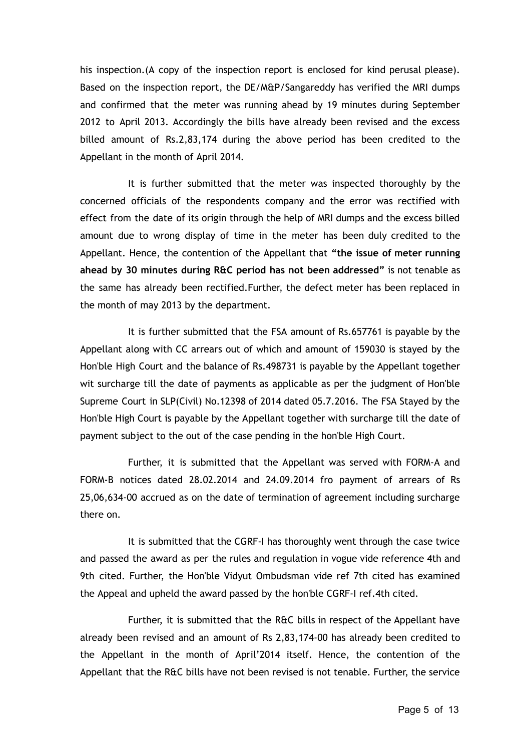his inspection.(A copy of the inspection report is enclosed for kind perusal please). Based on the inspection report, the DE/M&P/Sangareddy has verified the MRI dumps and confirmed that the meter was running ahead by 19 minutes during September 2012 to April 2013. Accordingly the bills have already been revised and the excess billed amount of Rs.2,83,174 during the above period has been credited to the Appellant in the month of April 2014.

It is further submitted that the meter was inspected thoroughly by the concerned officials of the respondents company and the error was rectified with effect from the date of its origin through the help of MRI dumps and the excess billed amount due to wrong display of time in the meter has been duly credited to the Appellant. Hence, the contention of the Appellant that **"the issue of meter running ahead by 30 minutes during R&C period has not been addressed"** is not tenable as the same has already been rectified.Further, the defect meter has been replaced in the month of may 2013 by the department.

It is further submitted that the FSA amount of Rs.657761 is payable by the Appellant along with CC arrears out of which and amount of 159030 is stayed by the Hon'ble High Court and the balance of Rs.498731 is payable by the Appellant together wit surcharge till the date of payments as applicable as per the judgment of Hon'ble Supreme Court in SLP(Civil) No.12398 of 2014 dated 05.7.2016. The FSA Stayed by the Hon'ble High Court is payable by the Appellant together with surcharge till the date of payment subject to the out of the case pending in the hon'ble High Court.

Further, it is submitted that the Appellant was served with FORM-A and FORM-B notices dated 28.02.2014 and 24.09.2014 fro payment of arrears of Rs 25,06,634-00 accrued as on the date of termination of agreement including surcharge there on.

It is submitted that the CGRF-I has thoroughly went through the case twice and passed the award as per the rules and regulation in vogue vide reference 4th and 9th cited. Further, the Hon'ble Vidyut Ombudsman vide ref 7th cited has examined the Appeal and upheld the award passed by the hon'ble CGRF-I ref.4th cited.

Further, it is submitted that the R&C bills in respect of the Appellant have already been revised and an amount of Rs 2,83,174-00 has already been credited to the Appellant in the month of April'2014 itself. Hence, the contention of the Appellant that the R&C bills have not been revised is not tenable. Further, the service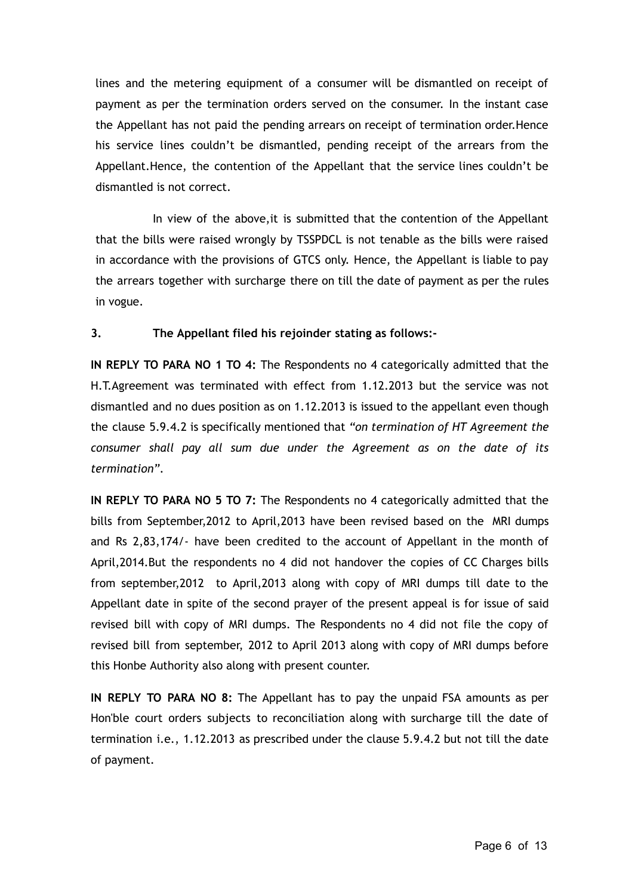lines and the metering equipment of a consumer will be dismantled on receipt of payment as per the termination orders served on the consumer. In the instant case the Appellant has not paid the pending arrears on receipt of termination order.Hence his service lines couldn't be dismantled, pending receipt of the arrears from the Appellant.Hence, the contention of the Appellant that the service lines couldn't be dismantled is not correct.

In view of the above,it is submitted that the contention of the Appellant that the bills were raised wrongly by TSSPDCL is not tenable as the bills were raised in accordance with the provisions of GTCS only. Hence, the Appellant is liable to pay the arrears together with surcharge there on till the date of payment as per the rules in vogue.

**3. The Appellant filed his rejoinder stating as follows:-**

**IN REPLY TO PARA NO 1 TO 4:** The Respondents no 4 categorically admitted that the H.T.Agreement was terminated with effect from 1.12.2013 but the service was not dismantled and no dues position as on 1.12.2013 is issued to the appellant even though the clause 5.9.4.2 is specifically mentioned that *"on termination of HT Agreement the consumer shall pay all sum due under the Agreement as on the date of its termination".*

**IN REPLY TO PARA NO 5 TO 7:** The Respondents no 4 categorically admitted that the bills from September,2012 to April,2013 have been revised based on the MRI dumps and Rs 2,83,174/- have been credited to the account of Appellant in the month of April,2014.But the respondents no 4 did not handover the copies of CC Charges bills from september,2012 to April,2013 along with copy of MRI dumps till date to the Appellant date in spite of the second prayer of the present appeal is for issue of said revised bill with copy of MRI dumps. The Respondents no 4 did not file the copy of revised bill from september, 2012 to April 2013 along with copy of MRI dumps before this Honbe Authority also along with present counter.

**IN REPLY TO PARA NO 8:** The Appellant has to pay the unpaid FSA amounts as per Hon'ble court orders subjects to reconciliation along with surcharge till the date of termination i.e., 1.12.2013 as prescribed under the clause 5.9.4.2 but not till the date of payment.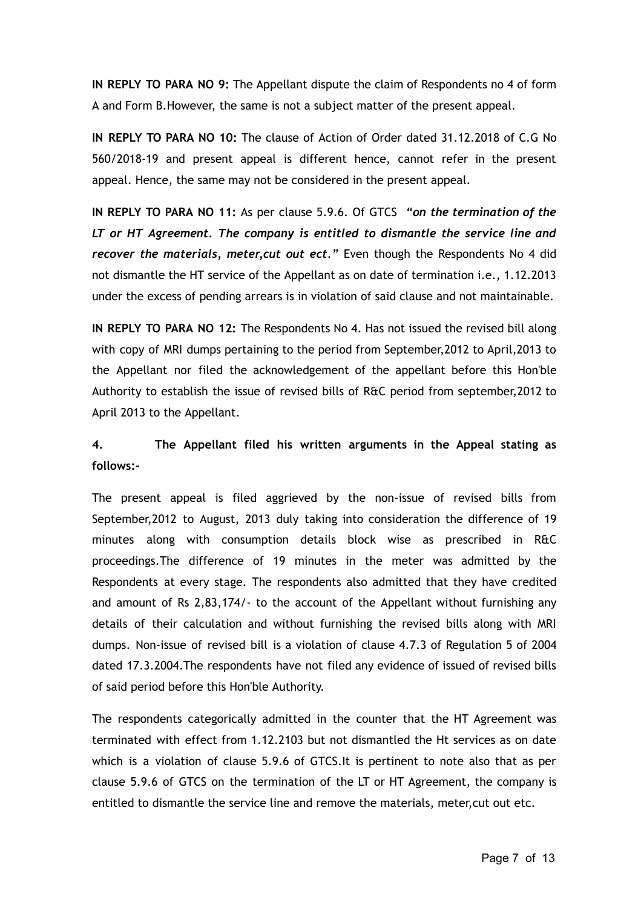**IN REPLY TO PARA NO 9:** The Appellant dispute the claim of Respondents no 4 of form A and Form B.However, the same is not a subject matter of the present appeal.

**IN REPLY TO PARA NO 10:** The clause of Action of Order dated 31.12.2018 of C.G No 560/2018-19 and present appeal is different hence, cannot refer in the present appeal. Hence, the same may not be considered in the present appeal.

**IN REPLY TO PARA NO 11:** As per clause 5.9.6. Of GTCS ***"on the termination of the LT or HT Agreement. The company is entitled to dismantle the service line and recover the materials, meter,cut out ect."*** Even though the Respondents No 4 did not dismantle the HT service of the Appellant as on date of termination i.e., 1.12.2013 under the excess of pending arrears is in violation of said clause and not maintainable.

**IN REPLY TO PARA NO 12:** The Respondents No 4. Has not issued the revised bill along with copy of MRI dumps pertaining to the period from September,2012 to April,2013 to the Appellant nor filed the acknowledgement of the appellant before this Hon'ble Authority to establish the issue of revised bills of R&C period from september,2012 to April 2013 to the Appellant.

**4. The Appellant filed his written arguments in the Appeal stating as follows:-**

The present appeal is filed aggrieved by the non-issue of revised bills from September,2012 to August, 2013 duly taking into consideration the difference of 19 minutes along with consumption details block wise as prescribed in R&C proceedings.The difference of 19 minutes in the meter was admitted by the Respondents at every stage. The respondents also admitted that they have credited and amount of Rs 2,83,174/- to the account of the Appellant without furnishing any details of their calculation and without furnishing the revised bills along with MRI dumps. Non-issue of revised bill is a violation of clause 4.7.3 of Regulation 5 of 2004 dated 17.3.2004.The respondents have not filed any evidence of issued of revised bills of said period before this Hon'ble Authority.

The respondents categorically admitted in the counter that the HT Agreement was terminated with effect from 1.12.2103 but not dismantled the Ht services as on date which is a violation of clause 5.9.6 of GTCS.It is pertinent to note also that as per clause 5.9.6 of GTCS on the termination of the LT or HT Agreement, the company is entitled to dismantle the service line and remove the materials, meter,cut out etc.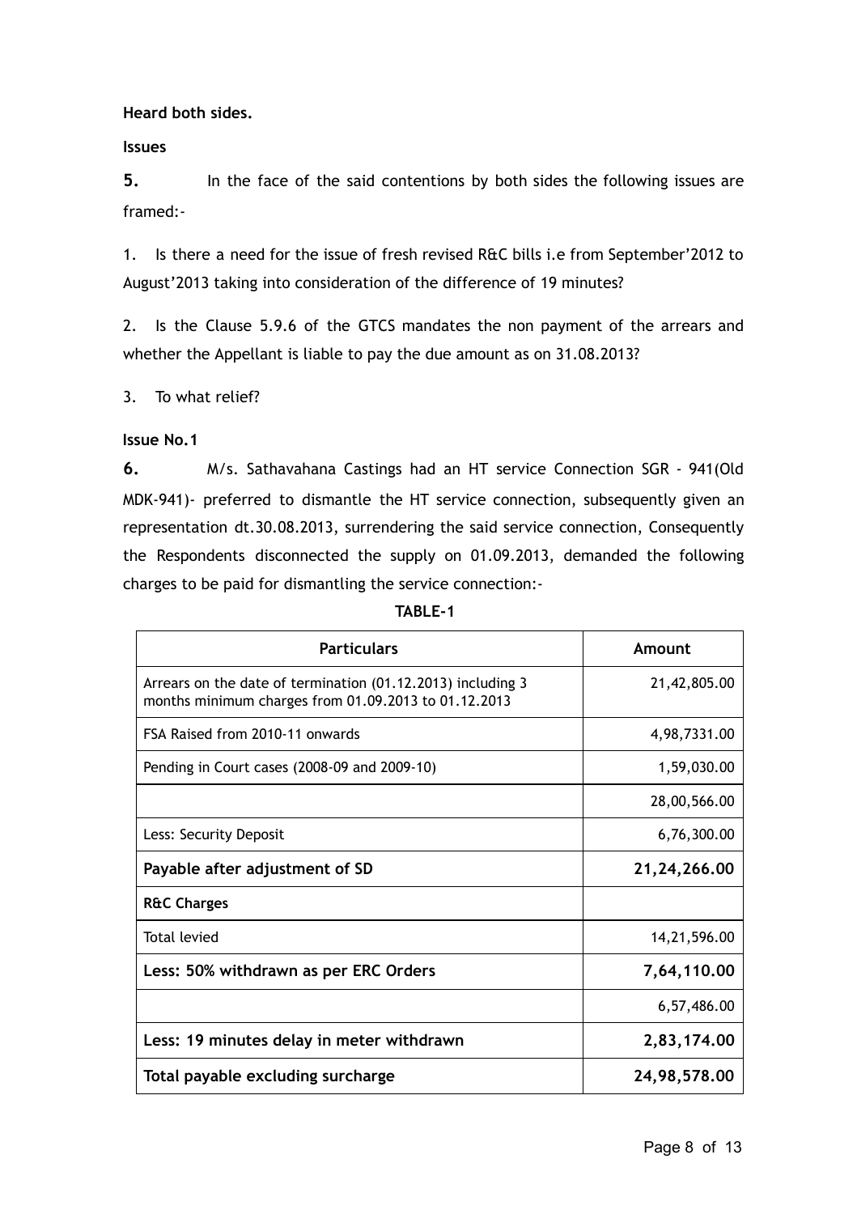**Heard both sides.**

**Issues**

**5.** In the face of the said contentions by both sides the following issues are framed:-

1. Is there a need for the issue of fresh revised R&C bills i.e from September'2012 to August'2013 taking into consideration of the difference of 19 minutes?

2. Is the Clause 5.9.6 of the GTCS mandates the non payment of the arrears and whether the Appellant is liable to pay the due amount as on 31.08.2013?

3. To what relief?

**Issue No.1**

**6.** M/s. Sathavahana Castings had an HT service Connection SGR - 941(Old MDK-941)- preferred to dismantle the HT service connection, subsequently given an representation dt.30.08.2013, surrendering the said service connection, Consequently the Respondents disconnected the supply on 01.09.2013, demanded the following charges to be paid for dismantling the service connection:-

**TABLE-1**

| Particulars | Amount |
|---|---|
| Arrears on the date of termination (01.12.2013) including 3 months minimum charges from 01.09.2013 to 01.12.2013 | 21,42,805.00 |
| FSA Raised from 2010-11 onwards | 4,98,7331.00 |
| Pending in Court cases (2008-09 and 2009-10) | 1,59,030.00 |
| | 28,00,566.00 |
| Less: Security Deposit | 6,76,300.00 |
| **Payable after adjustment of SD** | **21,24,266.00** |
| **R&C Charges** | |
| Total levied | 14,21,596.00 |
| **Less: 50% withdrawn as per ERC Orders** | **7,64,110.00** |
| | 6,57,486.00 |
| **Less: 19 minutes delay in meter withdrawn** | **2,83,174.00** |
| **Total payable excluding surcharge** | **24,98,578.00** |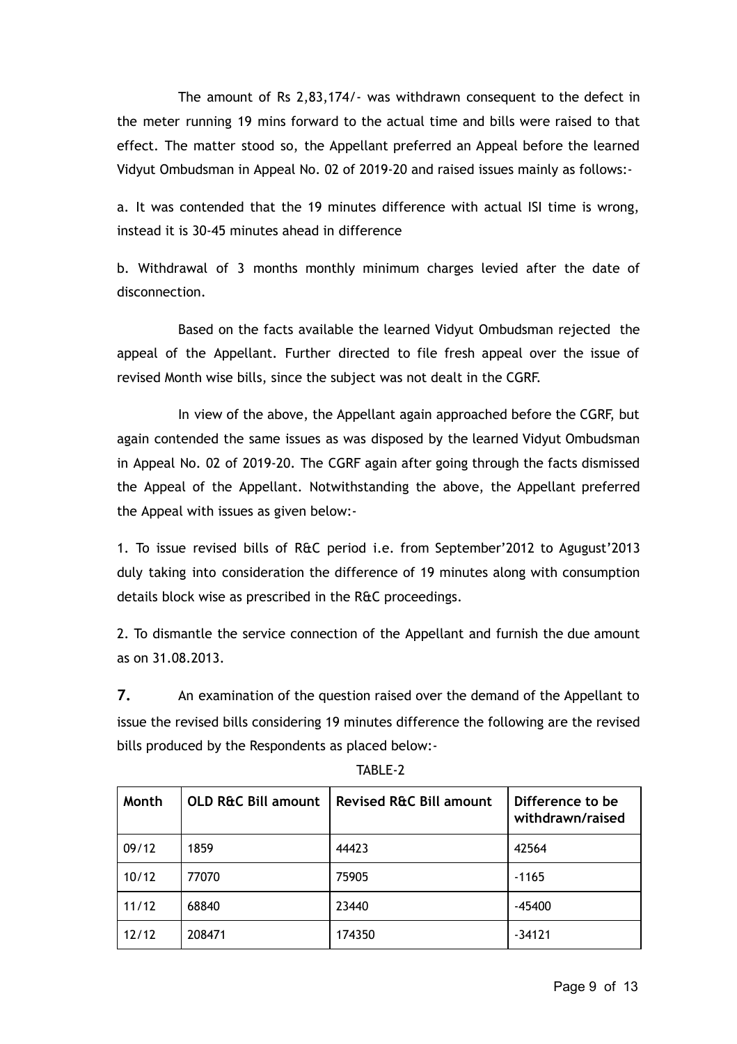The amount of Rs 2,83,174/- was withdrawn consequent to the defect in the meter running 19 mins forward to the actual time and bills were raised to that effect. The matter stood so, the Appellant preferred an Appeal before the learned Vidyut Ombudsman in Appeal No. 02 of 2019-20 and raised issues mainly as follows:-

a. It was contended that the 19 minutes difference with actual ISI time is wrong, instead it is 30-45 minutes ahead in difference

b. Withdrawal of 3 months monthly minimum charges levied after the date of disconnection.

Based on the facts available the learned Vidyut Ombudsman rejected the appeal of the Appellant. Further directed to file fresh appeal over the issue of revised Month wise bills, since the subject was not dealt in the CGRF.

In view of the above, the Appellant again approached before the CGRF, but again contended the same issues as was disposed by the learned Vidyut Ombudsman in Appeal No. 02 of 2019-20. The CGRF again after going through the facts dismissed the Appeal of the Appellant. Notwithstanding the above, the Appellant preferred the Appeal with issues as given below:-

1. To issue revised bills of R&C period i.e. from September'2012 to Agugust'2013 duly taking into consideration the difference of 19 minutes along with consumption details block wise as prescribed in the R&C proceedings.

2. To dismantle the service connection of the Appellant and furnish the due amount as on 31.08.2013.

**7.** An examination of the question raised over the demand of the Appellant to issue the revised bills considering 19 minutes difference the following are the revised bills produced by the Respondents as placed below:-

TABLE-2

| Month | OLD R&C Bill amount | Revised R&C Bill amount | Difference to be withdrawn/raised |
|---|---|---|---|
| 09/12 | 1859 | 44423 | 42564 |
| 10/12 | 77070 | 75905 | -1165 |
| 11/12 | 68840 | 23440 | -45400 |
| 12/12 | 208471 | 174350 | -34121 |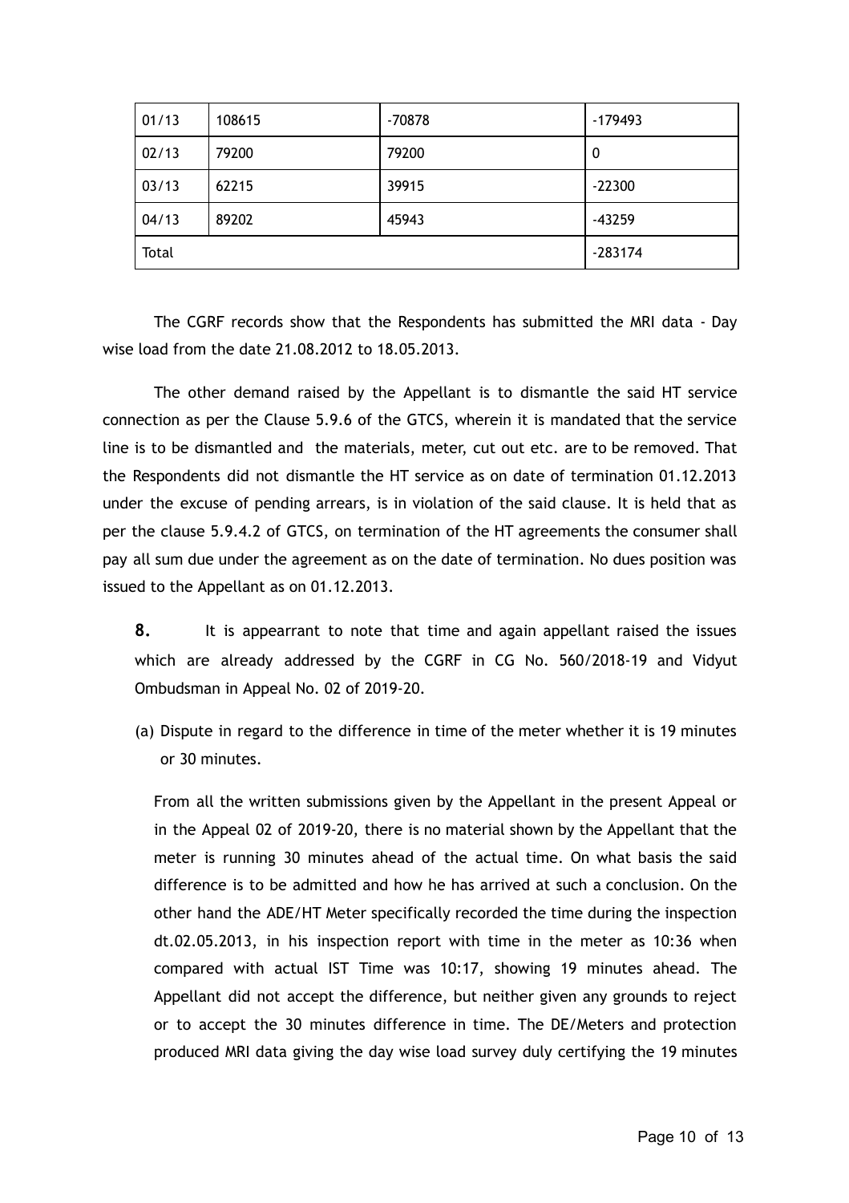| 01/13 | 108615 | -70878 | -179493 |
|---|---|---|---|
| 02/13 | 79200 | 79200 | 0 |
| 03/13 | 62215 | 39915 | -22300 |
| 04/13 | 89202 | 45943 | -43259 |
| Total | | | -283174 |

The CGRF records show that the Respondents has submitted the MRI data - Day wise load from the date 21.08.2012 to 18.05.2013.

The other demand raised by the Appellant is to dismantle the said HT service connection as per the Clause 5.9.6 of the GTCS, wherein it is mandated that the service line is to be dismantled and the materials, meter, cut out etc. are to be removed. That the Respondents did not dismantle the HT service as on date of termination 01.12.2013 under the excuse of pending arrears, is in violation of the said clause. It is held that as per the clause 5.9.4.2 of GTCS, on termination of the HT agreements the consumer shall pay all sum due under the agreement as on the date of termination. No dues position was issued to the Appellant as on 01.12.2013.

**8.** It is appearrant to note that time and again appellant raised the issues which are already addressed by the CGRF in CG No. 560/2018-19 and Vidyut Ombudsman in Appeal No. 02 of 2019-20.

(a) Dispute in regard to the difference in time of the meter whether it is 19 minutes or 30 minutes.

From all the written submissions given by the Appellant in the present Appeal or in the Appeal 02 of 2019-20, there is no material shown by the Appellant that the meter is running 30 minutes ahead of the actual time. On what basis the said difference is to be admitted and how he has arrived at such a conclusion. On the other hand the ADE/HT Meter specifically recorded the time during the inspection dt.02.05.2013, in his inspection report with time in the meter as 10:36 when compared with actual IST Time was 10:17, showing 19 minutes ahead. The Appellant did not accept the difference, but neither given any grounds to reject or to accept the 30 minutes difference in time. The DE/Meters and protection produced MRI data giving the day wise load survey duly certifying the 19 minutes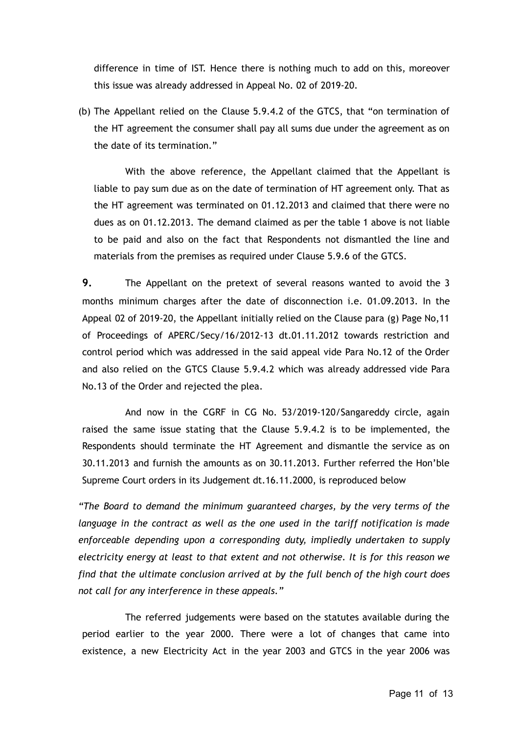difference in time of IST. Hence there is nothing much to add on this, moreover this issue was already addressed in Appeal No. 02 of 2019-20.

(b) The Appellant relied on the Clause 5.9.4.2 of the GTCS, that "on termination of the HT agreement the consumer shall pay all sums due under the agreement as on the date of its termination."

With the above reference, the Appellant claimed that the Appellant is liable to pay sum due as on the date of termination of HT agreement only. That as the HT agreement was terminated on 01.12.2013 and claimed that there were no dues as on 01.12.2013. The demand claimed as per the table 1 above is not liable to be paid and also on the fact that Respondents not dismantled the line and materials from the premises as required under Clause 5.9.6 of the GTCS.

**9.** The Appellant on the pretext of several reasons wanted to avoid the 3 months minimum charges after the date of disconnection i.e. 01.09.2013. In the Appeal 02 of 2019-20, the Appellant initially relied on the Clause para (g) Page No,11 of Proceedings of APERC/Secy/16/2012-13 dt.01.11.2012 towards restriction and control period which was addressed in the said appeal vide Para No.12 of the Order and also relied on the GTCS Clause 5.9.4.2 which was already addressed vide Para No.13 of the Order and rejected the plea.

And now in the CGRF in CG No. 53/2019-120/Sangareddy circle, again raised the same issue stating that the Clause 5.9.4.2 is to be implemented, the Respondents should terminate the HT Agreement and dismantle the service as on 30.11.2013 and furnish the amounts as on 30.11.2013. Further referred the Hon'ble Supreme Court orders in its Judgement dt.16.11.2000, is reproduced below

*"The Board to demand the minimum guaranteed charges, by the very terms of the language in the contract as well as the one used in the tariff notification is made enforceable depending upon a corresponding duty, impliedly undertaken to supply electricity energy at least to that extent and not otherwise. It is for this reason we find that the ultimate conclusion arrived at by the full bench of the high court does not call for any interference in these appeals."*

The referred judgements were based on the statutes available during the period earlier to the year 2000. There were a lot of changes that came into existence, a new Electricity Act in the year 2003 and GTCS in the year 2006 was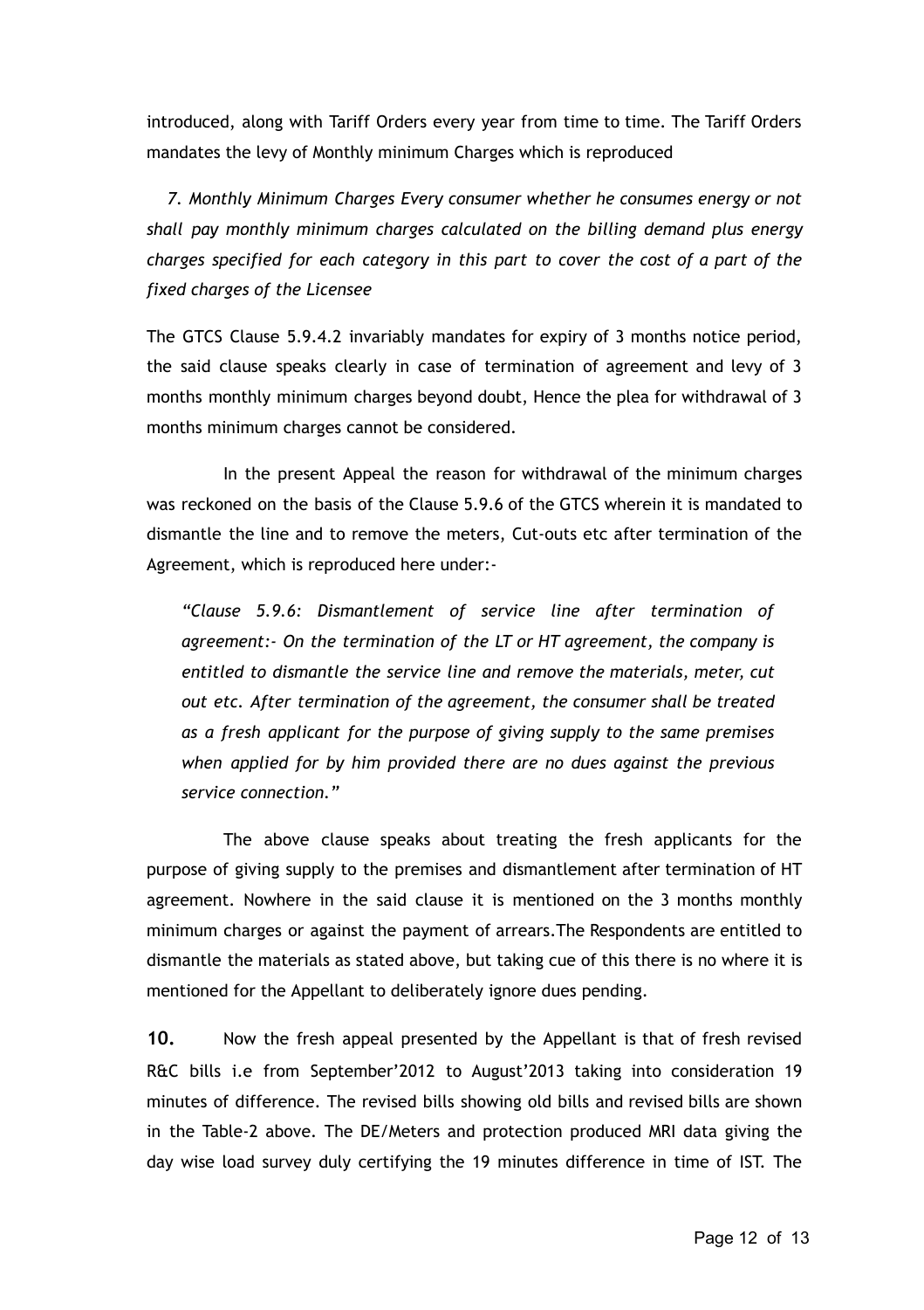introduced, along with Tariff Orders every year from time to time. The Tariff Orders mandates the levy of Monthly minimum Charges which is reproduced

*7. Monthly Minimum Charges Every consumer whether he consumes energy or not shall pay monthly minimum charges calculated on the billing demand plus energy charges specified for each category in this part to cover the cost of a part of the fixed charges of the Licensee*

The GTCS Clause 5.9.4.2 invariably mandates for expiry of 3 months notice period, the said clause speaks clearly in case of termination of agreement and levy of 3 months monthly minimum charges beyond doubt, Hence the plea for withdrawal of 3 months minimum charges cannot be considered.

In the present Appeal the reason for withdrawal of the minimum charges was reckoned on the basis of the Clause 5.9.6 of the GTCS wherein it is mandated to dismantle the line and to remove the meters, Cut-outs etc after termination of the Agreement, which is reproduced here under:-

> *"Clause 5.9.6: Dismantlement of service line after termination of agreement:- On the termination of the LT or HT agreement, the company is entitled to dismantle the service line and remove the materials, meter, cut out etc. After termination of the agreement, the consumer shall be treated as a fresh applicant for the purpose of giving supply to the same premises when applied for by him provided there are no dues against the previous service connection."*

The above clause speaks about treating the fresh applicants for the purpose of giving supply to the premises and dismantlement after termination of HT agreement. Nowhere in the said clause it is mentioned on the 3 months monthly minimum charges or against the payment of arrears.The Respondents are entitled to dismantle the materials as stated above, but taking cue of this there is no where it is mentioned for the Appellant to deliberately ignore dues pending.

**10.** Now the fresh appeal presented by the Appellant is that of fresh revised R&C bills i.e from September'2012 to August'2013 taking into consideration 19 minutes of difference. The revised bills showing old bills and revised bills are shown in the Table-2 above. The DE/Meters and protection produced MRI data giving the day wise load survey duly certifying the 19 minutes difference in time of IST. The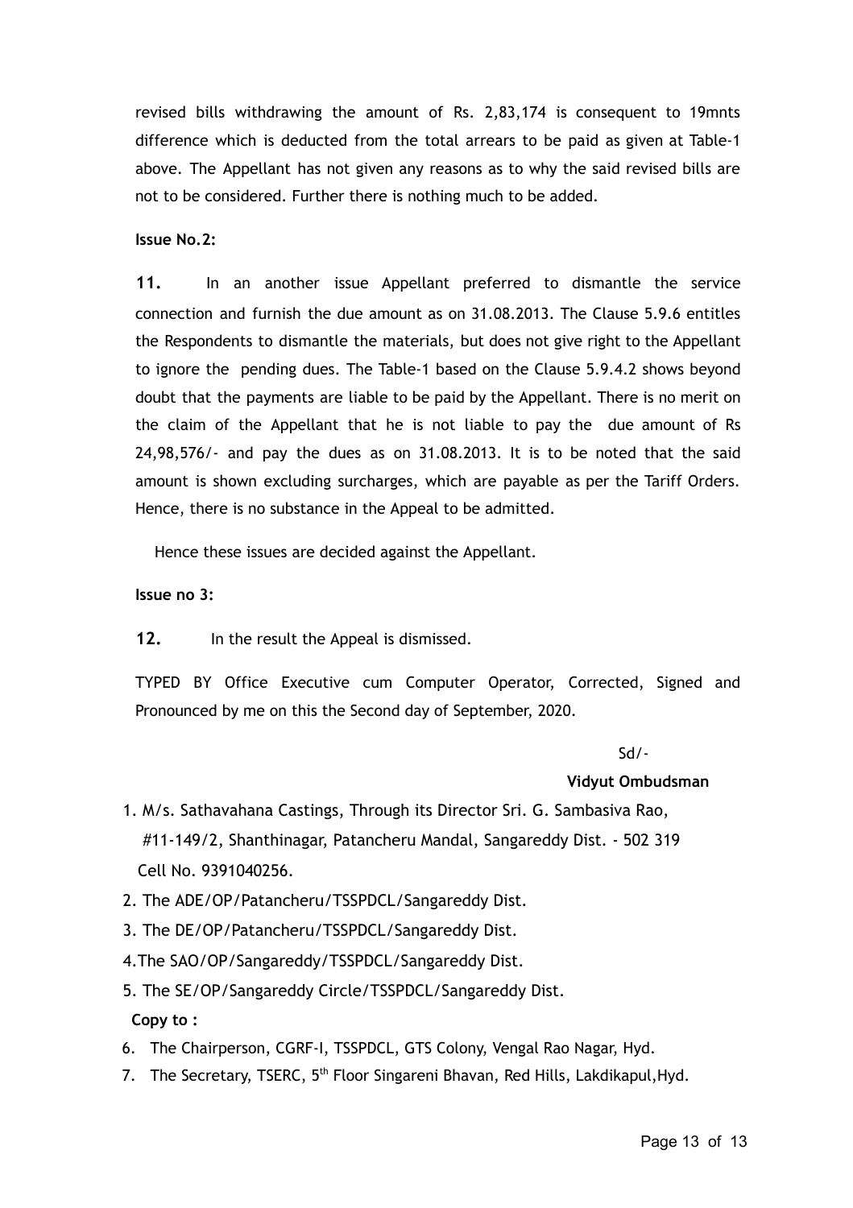revised bills withdrawing the amount of Rs. 2,83,174 is consequent to 19mnts difference which is deducted from the total arrears to be paid as given at Table-1 above. The Appellant has not given any reasons as to why the said revised bills are not to be considered. Further there is nothing much to be added.

**Issue No.2:**

**11.** In an another issue Appellant preferred to dismantle the service connection and furnish the due amount as on 31.08.2013. The Clause 5.9.6 entitles the Respondents to dismantle the materials, but does not give right to the Appellant to ignore the pending dues. The Table-1 based on the Clause 5.9.4.2 shows beyond doubt that the payments are liable to be paid by the Appellant. There is no merit on the claim of the Appellant that he is not liable to pay the due amount of Rs 24,98,576/- and pay the dues as on 31.08.2013. It is to be noted that the said amount is shown excluding surcharges, which are payable as per the Tariff Orders. Hence, there is no substance in the Appeal to be admitted.

Hence these issues are decided against the Appellant.

**Issue no 3:**

**12.** In the result the Appeal is dismissed.

TYPED BY Office Executive cum Computer Operator, Corrected, Signed and Pronounced by me on this the Second day of September, 2020.

Sd/-

**Vidyut Ombudsman**

1. M/s. Sathavahana Castings, Through its Director Sri. G. Sambasiva Rao, #11-149/2, Shanthinagar, Patancheru Mandal, Sangareddy Dist. - 502 319 Cell No. 9391040256.
2. The ADE/OP/Patancheru/TSSPDCL/Sangareddy Dist.
3. The DE/OP/Patancheru/TSSPDCL/Sangareddy Dist.
4. The SAO/OP/Sangareddy/TSSPDCL/Sangareddy Dist.
5. The SE/OP/Sangareddy Circle/TSSPDCL/Sangareddy Dist.

**Copy to :**

6. The Chairperson, CGRF-I, TSSPDCL, GTS Colony, Vengal Rao Nagar, Hyd.
7. The Secretary, TSERC, 5th Floor Singareni Bhavan, Red Hills, Lakdikapul,Hyd.